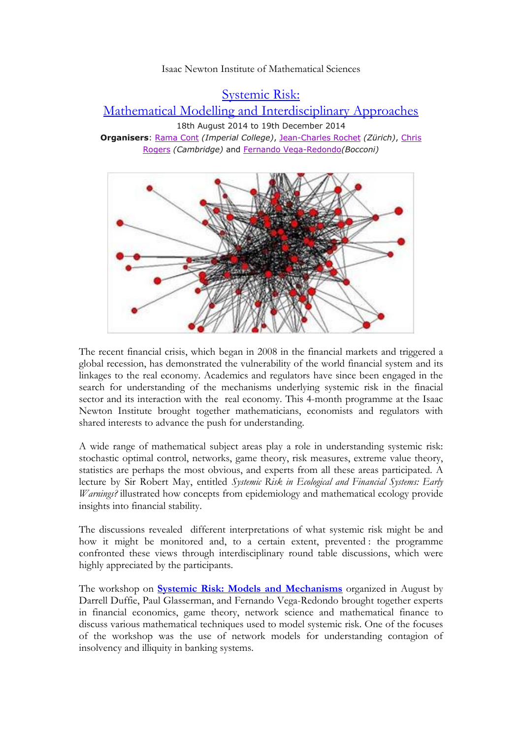Isaac Newton Institute of Mathematical Sciences

# Systemic Risk: Mathematical Modelling and Interdisciplinary Approaches

18th August 2014 to 19th December 2014

**Organisers**: Rama Cont *(Imperial College)*, Jean-Charles Rochet *(Zürich)*, Chris Rogers *(Cambridge)* and Fernando Vega-Redondo*(Bocconi)*

The recent financial crisis, which began in 2008 in the financial markets and triggered a global recession, has demonstrated the vulnerability of the world financial system and its linkages to the real economy. Academics and regulators have since been engaged in the search for understanding of the mechanisms underlying systemic risk in the finacial sector and its interaction with the real economy. This 4-month programme at the Isaac Newton Institute brought together mathematicians, economists and regulators with shared interests to advance the push for understanding.

A wide range of mathematical subject areas play a role in understanding systemic risk: stochastic optimal control, networks, game theory, risk measures, extreme value theory, statistics are perhaps the most obvious, and experts from all these areas participated. A lecture by Sir Robert May, entitled *Systemic Risk in Ecological and Financial Systems: Early Warnings?* illustrated how concepts from epidemiology and mathematical ecology provide insights into financial stability.

The discussions revealed different interpretations of what systemic risk might be and how it might be monitored and, to a certain extent, prevented : the programme confronted these views through interdisciplinary round table discussions, which were highly appreciated by the participants.

The workshop on **Systemic Risk: Models and Mechanisms** organized in August by Darrell Duffie, Paul Glasserman, and Fernando Vega-Redondo brought together experts in financial economics, game theory, network science and mathematical finance to discuss various mathematical techniques used to model systemic risk. One of the focuses of the workshop was the use of network models for understanding contagion of insolvency and illiquity in banking systems.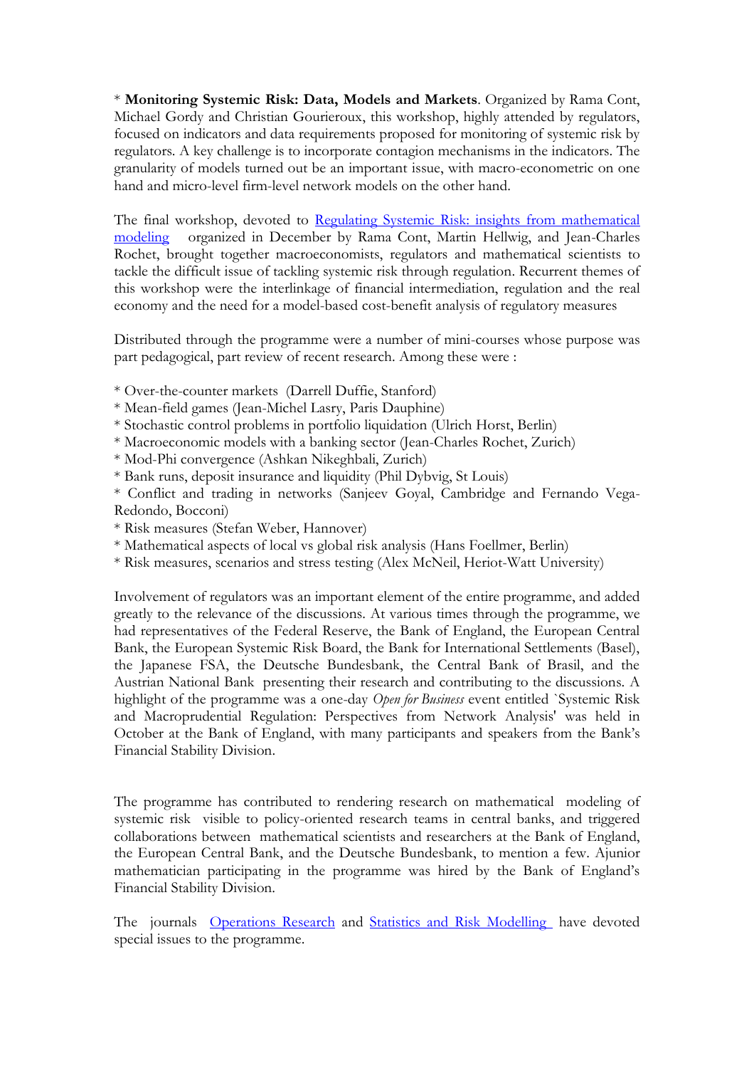* **Monitoring Systemic Risk: Data, Models and Markets**. Organized by Rama Cont, Michael Gordy and Christian Gourieroux, this workshop, highly attended by regulators, focused on indicators and data requirements proposed for monitoring of systemic risk by regulators. A key challenge is to incorporate contagion mechanisms in the indicators. The granularity of models turned out be an important issue, with macro-econometric on one hand and micro-level firm-level network models on the other hand.

The final workshop, devoted to [Regulating Systemic Risk: insights from mathematical modeling]() organized in December by Rama Cont, Martin Hellwig, and Jean-Charles Rochet, brought together macroeconomists, regulators and mathematical scientists to tackle the difficult issue of tackling systemic risk through regulation. Recurrent themes of this workshop were the interlinkage of financial intermediation, regulation and the real economy and the need for a model-based cost-benefit analysis of regulatory measures

Distributed through the programme were a number of mini-courses whose purpose was part pedagogical, part review of recent research. Among these were :

* Over-the-counter markets (Darrell Duffie, Stanford)
* Mean-field games (Jean-Michel Lasry, Paris Dauphine)
* Stochastic control problems in portfolio liquidation (Ulrich Horst, Berlin)
* Macroeconomic models with a banking sector (Jean-Charles Rochet, Zurich)
* Mod-Phi convergence (Ashkan Nikeghbali, Zurich)
* Bank runs, deposit insurance and liquidity (Phil Dybvig, St Louis)
* Conflict and trading in networks (Sanjeev Goyal, Cambridge and Fernando Vega-Redondo, Bocconi)
* Risk measures (Stefan Weber, Hannover)
* Mathematical aspects of local vs global risk analysis (Hans Foellmer, Berlin)
* Risk measures, scenarios and stress testing (Alex McNeil, Heriot-Watt University)

Involvement of regulators was an important element of the entire programme, and added greatly to the relevance of the discussions. At various times through the programme, we had representatives of the Federal Reserve, the Bank of England, the European Central Bank, the European Systemic Risk Board, the Bank for International Settlements (Basel), the Japanese FSA, the Deutsche Bundesbank, the Central Bank of Brasil, and the Austrian National Bank presenting their research and contributing to the discussions. A highlight of the programme was a one-day *Open for Business* event entitled `Systemic Risk and Macroprudential Regulation: Perspectives from Network Analysis' was held in October at the Bank of England, with many participants and speakers from the Bank's Financial Stability Division.

The programme has contributed to rendering research on mathematical modeling of systemic risk visible to policy-oriented research teams in central banks, and triggered collaborations between mathematical scientists and researchers at the Bank of England, the European Central Bank, and the Deutsche Bundesbank, to mention a few. Ajunior mathematician participating in the programme was hired by the Bank of England's Financial Stability Division.

The journals [Operations Research]() and [Statistics and Risk Modelling]() have devoted special issues to the programme.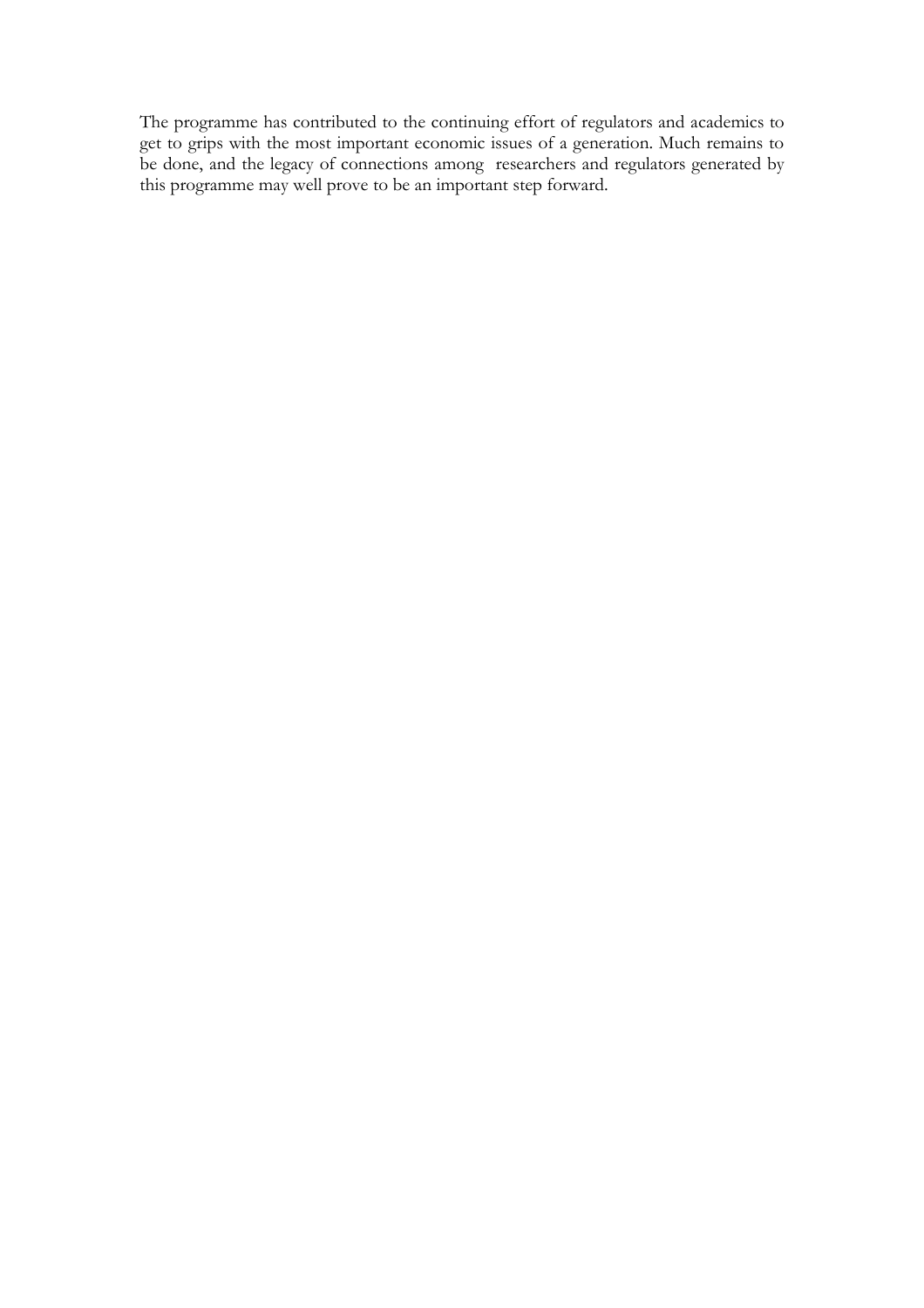The programme has contributed to the continuing effort of regulators and academics to get to grips with the most important economic issues of a generation. Much remains to be done, and the legacy of connections among researchers and regulators generated by this programme may well prove to be an important step forward.